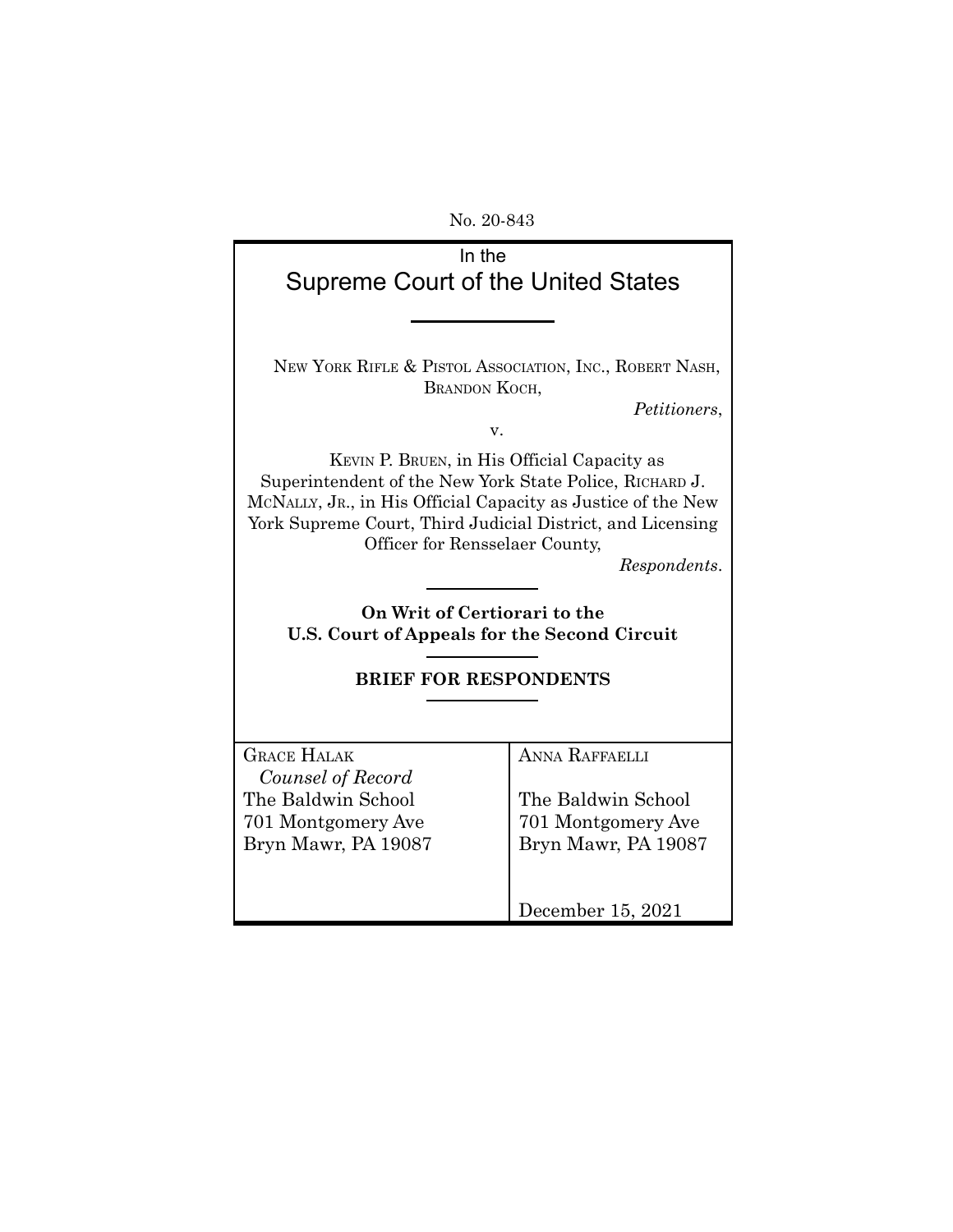No. 20-843

In the

# Supreme Court of the United States

---

NEW YORK RIFLE & PISTOL ASSOCIATION, INC., ROBERT NASH, BRANDON KOCH,

*Petitioners*,

v.

KEVIN P. BRUEN, in His Official Capacity as Superintendent of the New York State Police, RICHARD J. MCNALLY, JR., in His Official Capacity as Justice of the New York Supreme Court, Third Judicial District, and Licensing Officer for Rensselaer County,

*Respondents*.

---

**On Writ of Certiorari to the U.S. Court of Appeals for the Second Circuit**

---

**BRIEF FOR RESPONDENTS**

---

| | |
|---|---|
| GRACE HALAK<br>*Counsel of Record*<br>The Baldwin School<br>701 Montgomery Ave<br>Bryn Mawr, PA 19087 | ANNA RAFFAELLI<br><br>The Baldwin School<br>701 Montgomery Ave<br>Bryn Mawr, PA 19087<br><br>December 15, 2021 |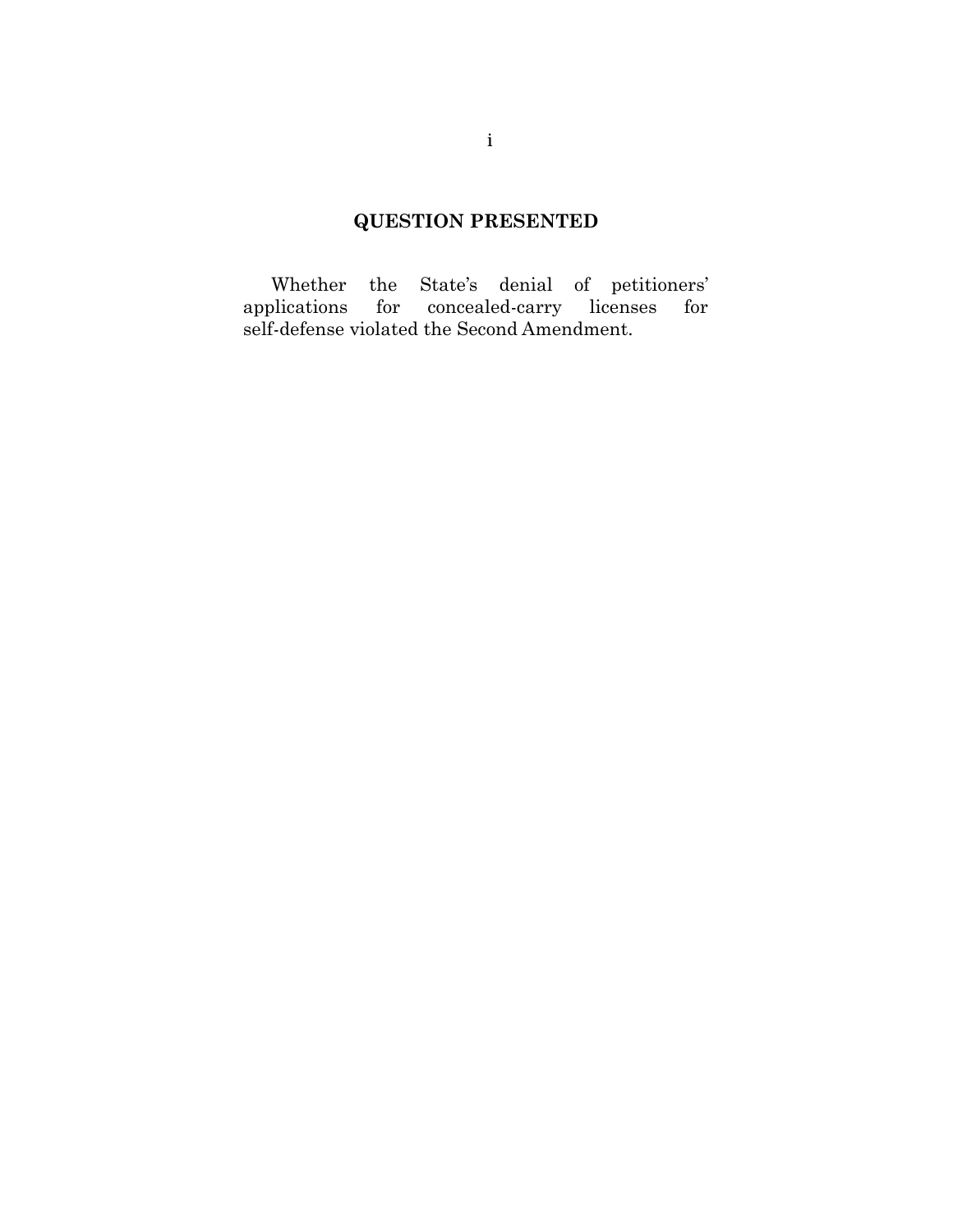## QUESTION PRESENTED

Whether the State's denial of petitioners' applications for concealed-carry licenses for self-defense violated the Second Amendment.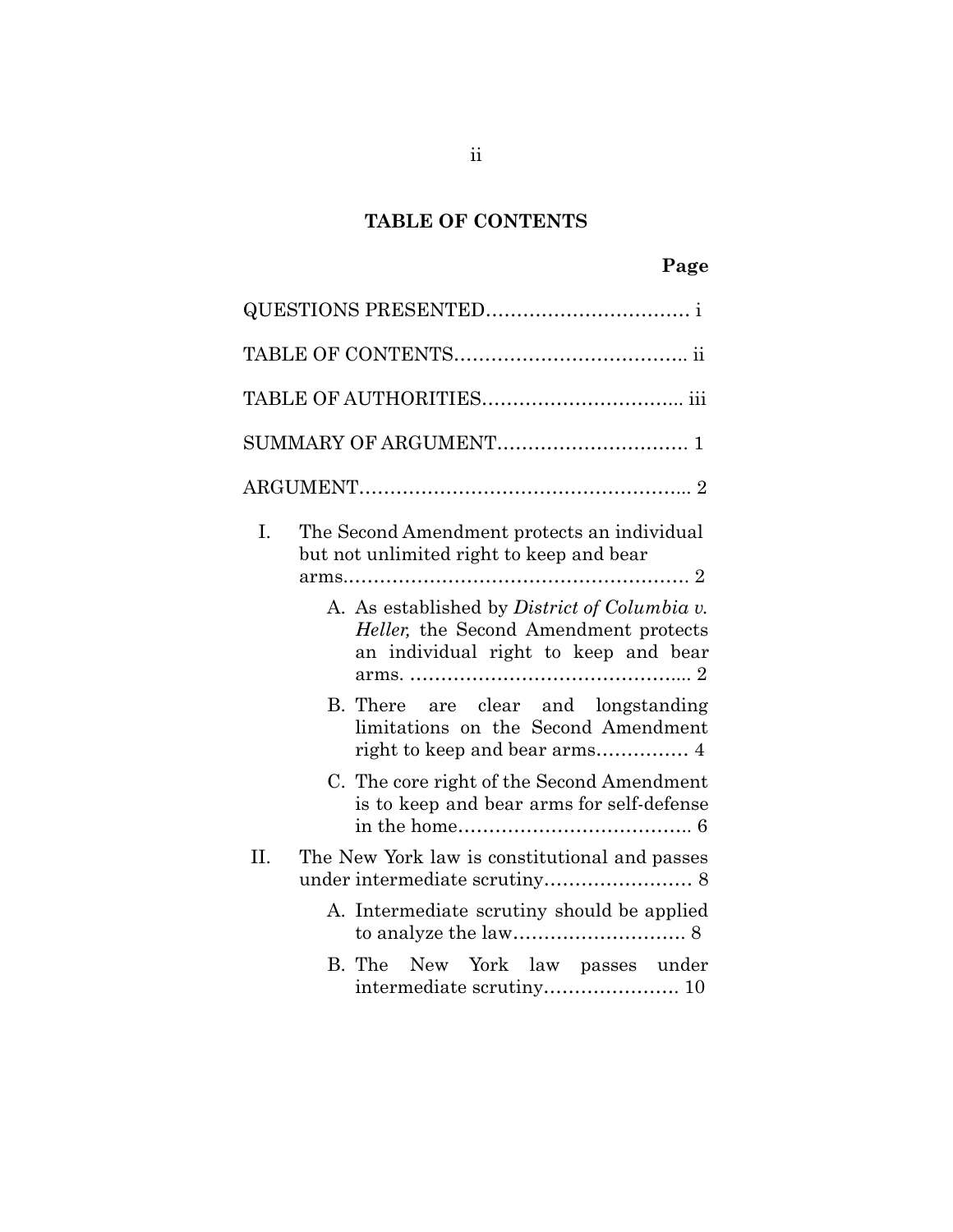## TABLE OF CONTENTS

**Page**

QUESTIONS PRESENTED............................... i

TABLE OF CONTENTS.................................. ii

TABLE OF AUTHORITIES.............................. iii

SUMMARY OF ARGUMENT............................. 1

ARGUMENT................................................ 2

I. The Second Amendment protects an individual but not unlimited right to keep and bear arms................................................ 2

   A. As established by *District of Columbia v. Heller,* the Second Amendment protects an individual right to keep and bear arms. ............................................ 2

   B. There are clear and longstanding limitations on the Second Amendment right to keep and bear arms............... 4

   C. The core right of the Second Amendment is to keep and bear arms for self-defense in the home...................................... 6

II. The New York law is constitutional and passes under intermediate scrutiny........................ 8

   A. Intermediate scrutiny should be applied to analyze the law............................ 8

   B. The New York law passes under intermediate scrutiny...................... 10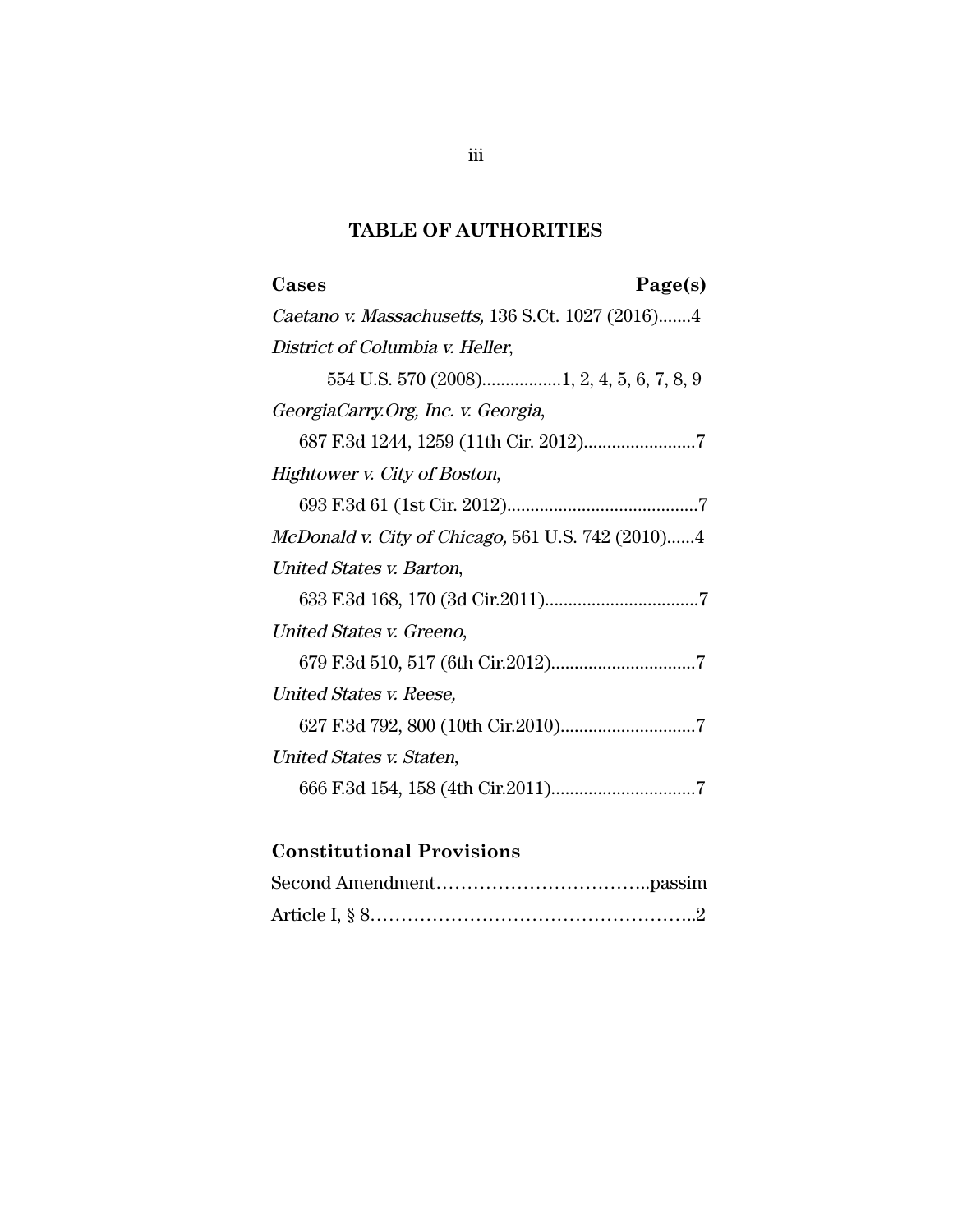## TABLE OF AUTHORITIES

**Cases** **Page(s)**

*Caetano v. Massachusetts,* 136 S.Ct. 1027 (2016).......4

*District of Columbia v. Heller*,
554 U.S. 570 (2008).................1, 2, 4, 5, 6, 7, 8, 9

*GeorgiaCarry.Org, Inc. v. Georgia*,
687 F.3d 1244, 1259 (11th Cir. 2012)........................7

*Hightower v. City of Boston*,
693 F.3d 61 (1st Cir. 2012).........................................7

*McDonald v. City of Chicago,* 561 U.S. 742 (2010)......4

*United States v. Barton*,
633 F.3d 168, 170 (3d Cir.2011).................................7

*United States v. Greeno*,
679 F.3d 510, 517 (6th Cir.2012)...............................7

*United States v. Reese,*
627 F.3d 792, 800 (10th Cir.2010).............................7

*United States v. Staten*,
666 F.3d 154, 158 (4th Cir.2011)...............................7

**Constitutional Provisions**

Second Amendment……………………………..passim

Article I, § 8……………………………………………..2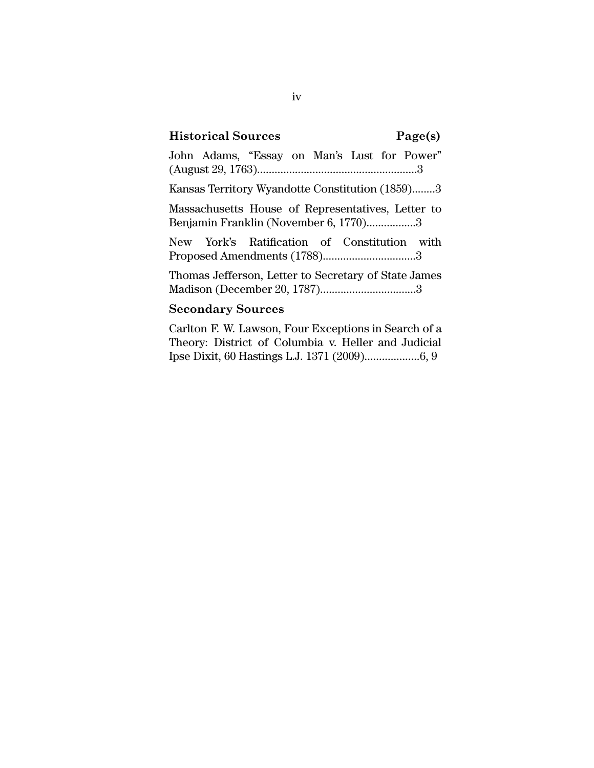**Historical Sources** **Page(s)**

John Adams, "Essay on Man's Lust for Power" (August 29, 1763)........................................................3

Kansas Territory Wyandotte Constitution (1859)........3

Massachusetts House of Representatives, Letter to Benjamin Franklin (November 6, 1770).................3

New York's Ratification of Constitution with Proposed Amendments (1788)................................3

Thomas Jefferson, Letter to Secretary of State James Madison (December 20, 1787).................................3

**Secondary Sources**

Carlton F. W. Lawson, Four Exceptions in Search of a Theory: District of Columbia v. Heller and Judicial Ipse Dixit, 60 Hastings L.J. 1371 (2009)..................6, 9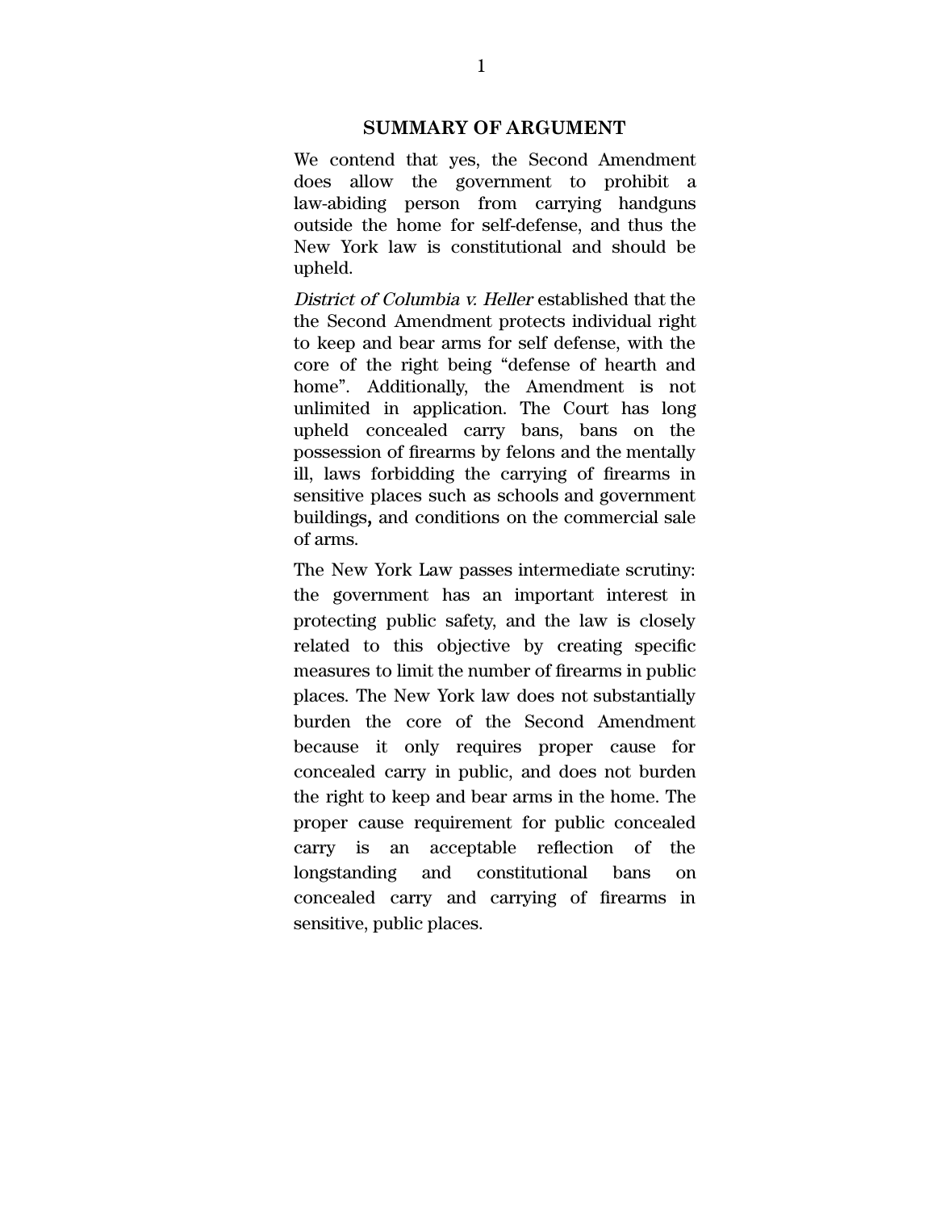## SUMMARY OF ARGUMENT

We contend that yes, the Second Amendment does allow the government to prohibit a law-abiding person from carrying handguns outside the home for self-defense, and thus the New York law is constitutional and should be upheld.

*District of Columbia v. Heller* established that the the Second Amendment protects individual right to keep and bear arms for self defense, with the core of the right being "defense of hearth and home". Additionally, the Amendment is not unlimited in application. The Court has long upheld concealed carry bans, bans on the possession of firearms by felons and the mentally ill, laws forbidding the carrying of firearms in sensitive places such as schools and government buildings**,** and conditions on the commercial sale of arms.

The New York Law passes intermediate scrutiny: the government has an important interest in protecting public safety, and the law is closely related to this objective by creating specific measures to limit the number of firearms in public places. The New York law does not substantially burden the core of the Second Amendment because it only requires proper cause for concealed carry in public, and does not burden the right to keep and bear arms in the home. The proper cause requirement for public concealed carry is an acceptable reflection of the longstanding and constitutional bans on concealed carry and carrying of firearms in sensitive, public places.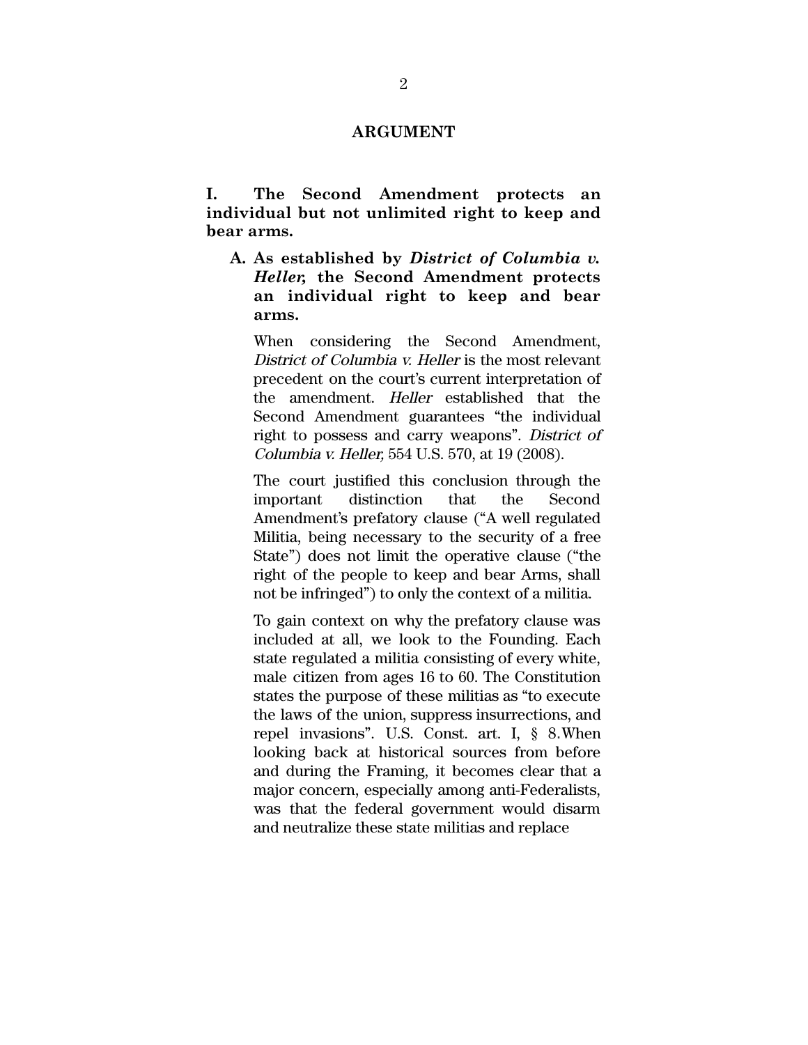## ARGUMENT

### I. The Second Amendment protects an individual but not unlimited right to keep and bear arms.

#### A. As established by *District of Columbia v. Heller*, the Second Amendment protects an individual right to keep and bear arms.

When considering the Second Amendment, *District of Columbia v. Heller* is the most relevant precedent on the court's current interpretation of the amendment. *Heller* established that the Second Amendment guarantees "the individual right to possess and carry weapons". *District of Columbia v. Heller,* 554 U.S. 570, at 19 (2008).

The court justified this conclusion through the important distinction that the Second Amendment's prefatory clause ("A well regulated Militia, being necessary to the security of a free State") does not limit the operative clause ("the right of the people to keep and bear Arms, shall not be infringed") to only the context of a militia.

To gain context on why the prefatory clause was included at all, we look to the Founding. Each state regulated a militia consisting of every white, male citizen from ages 16 to 60. The Constitution states the purpose of these militias as "to execute the laws of the union, suppress insurrections, and repel invasions". U.S. Const. art. I, § 8.When looking back at historical sources from before and during the Framing, it becomes clear that a major concern, especially among anti-Federalists, was that the federal government would disarm and neutralize these state militias and replace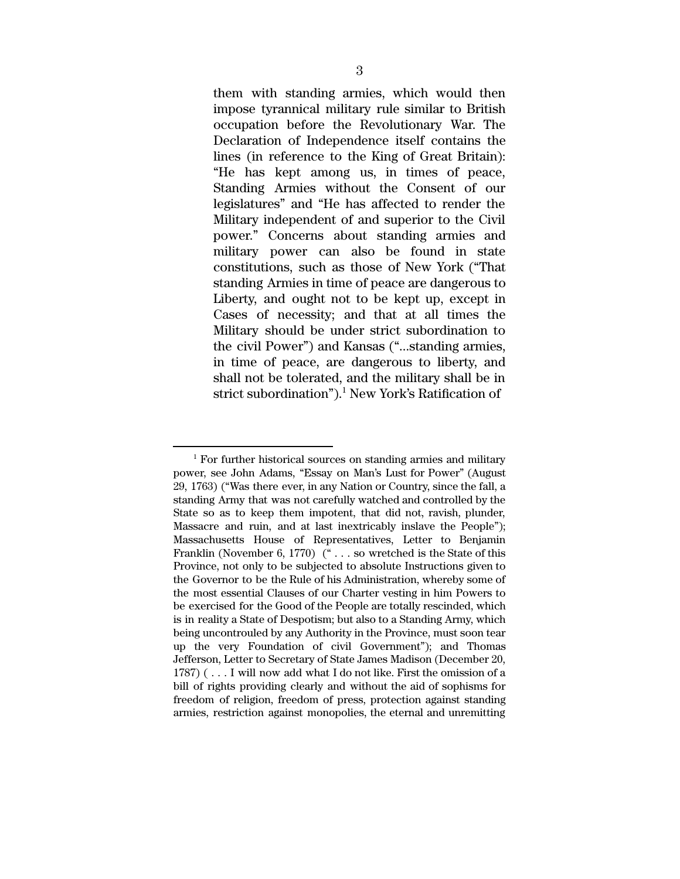them with standing armies, which would then impose tyrannical military rule similar to British occupation before the Revolutionary War. The Declaration of Independence itself contains the lines (in reference to the King of Great Britain): "He has kept among us, in times of peace, Standing Armies without the Consent of our legislatures" and "He has affected to render the Military independent of and superior to the Civil power." Concerns about standing armies and military power can also be found in state constitutions, such as those of New York ("That standing Armies in time of peace are dangerous to Liberty, and ought not to be kept up, except in Cases of necessity; and that at all times the Military should be under strict subordination to the civil Power") and Kansas ("...standing armies, in time of peace, are dangerous to liberty, and shall not be tolerated, and the military shall be in strict subordination").[1] New York's Ratification of

---

[1] For further historical sources on standing armies and military power, see John Adams, "Essay on Man's Lust for Power" (August 29, 1763) ("Was there ever, in any Nation or Country, since the fall, a standing Army that was not carefully watched and controlled by the State so as to keep them impotent, that did not, ravish, plunder, Massacre and ruin, and at last inextricably inslave the People"); Massachusetts House of Representatives, Letter to Benjamin Franklin (November 6, 1770) (" . . . so wretched is the State of this Province, not only to be subjected to absolute Instructions given to the Governor to be the Rule of his Administration, whereby some of the most essential Clauses of our Charter vesting in him Powers to be exercised for the Good of the People are totally rescinded, which is in reality a State of Despotism; but also to a Standing Army, which being uncontrouled by any Authority in the Province, must soon tear up the very Foundation of civil Government"); and Thomas Jefferson, Letter to Secretary of State James Madison (December 20, 1787) ( . . . I will now add what I do not like. First the omission of a bill of rights providing clearly and without the aid of sophisms for freedom of religion, freedom of press, protection against standing armies, restriction against monopolies, the eternal and unremitting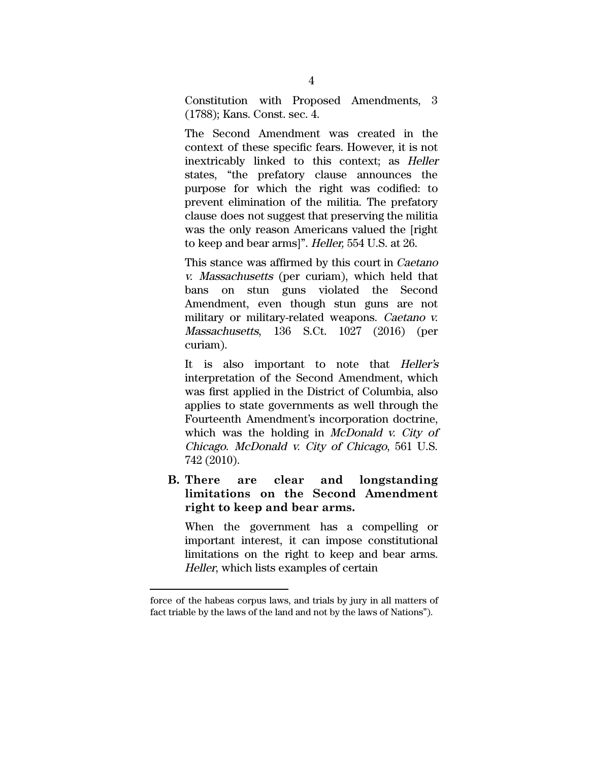Constitution with Proposed Amendments, 3 (1788); Kans. Const. sec. 4.

The Second Amendment was created in the context of these specific fears. However, it is not inextricably linked to this context; as *Heller* states, "the prefatory clause announces the purpose for which the right was codified: to prevent elimination of the militia. The prefatory clause does not suggest that preserving the militia was the only reason Americans valued the [right to keep and bear arms]". *Heller,* 554 U.S. at 26.

This stance was affirmed by this court in *Caetano v. Massachusetts* (per curiam), which held that bans on stun guns violated the Second Amendment, even though stun guns are not military or military-related weapons. *Caetano v. Massachusetts*, 136 S.Ct. 1027 (2016) (per curiam).

It is also important to note that *Heller's* interpretation of the Second Amendment, which was first applied in the District of Columbia, also applies to state governments as well through the Fourteenth Amendment's incorporation doctrine, which was the holding in *McDonald v. City of Chicago*. *McDonald v. City of Chicago*, 561 U.S. 742 (2010).

**B. There are clear and longstanding limitations on the Second Amendment right to keep and bear arms.**

When the government has a compelling or important interest, it can impose constitutional limitations on the right to keep and bear arms. *Heller*, which lists examples of certain

---

force of the habeas corpus laws, and trials by jury in all matters of fact triable by the laws of the land and not by the laws of Nations").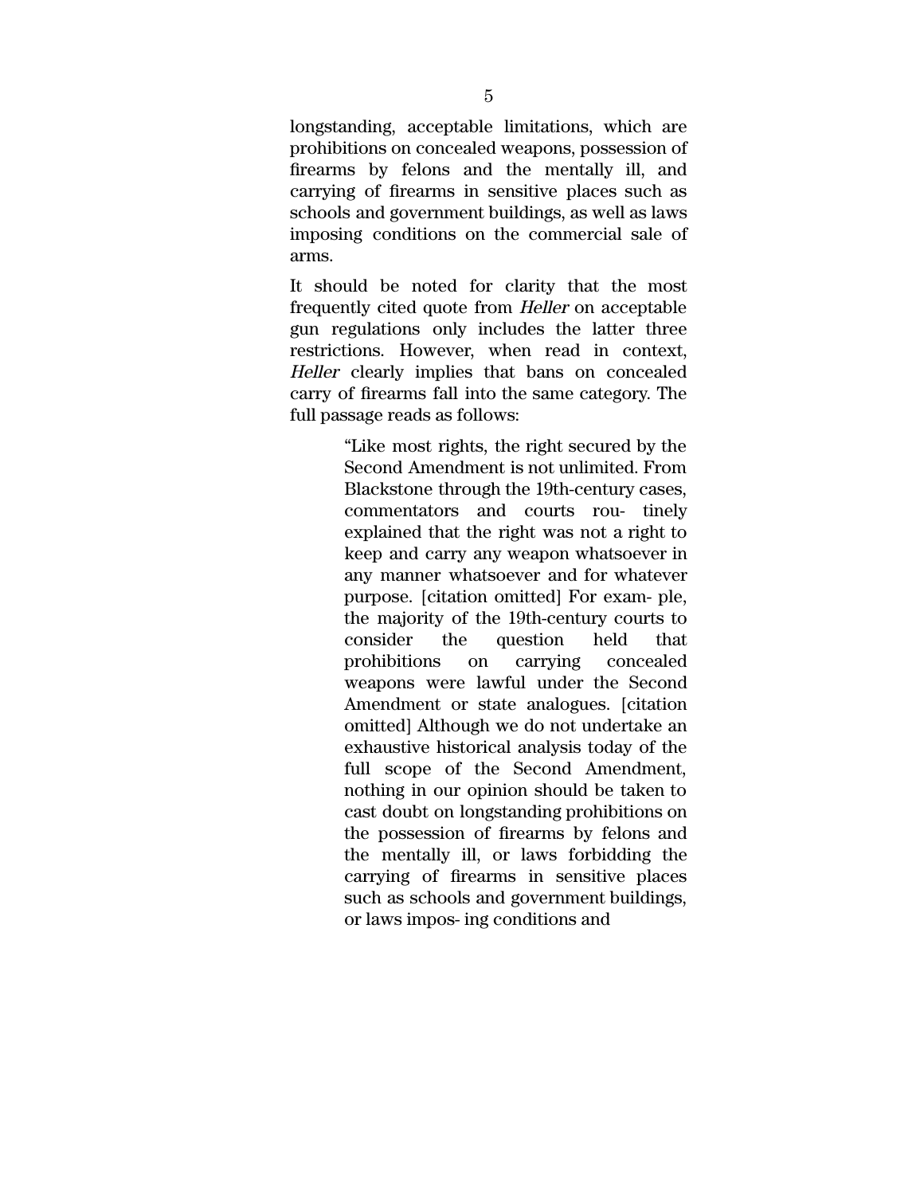longstanding, acceptable limitations, which are prohibitions on concealed weapons, possession of firearms by felons and the mentally ill, and carrying of firearms in sensitive places such as schools and government buildings, as well as laws imposing conditions on the commercial sale of arms.

It should be noted for clarity that the most frequently cited quote from *Heller* on acceptable gun regulations only includes the latter three restrictions. However, when read in context, *Heller* clearly implies that bans on concealed carry of firearms fall into the same category. The full passage reads as follows:

> "Like most rights, the right secured by the Second Amendment is not unlimited. From Blackstone through the 19th-century cases, commentators and courts routinely explained that the right was not a right to keep and carry any weapon whatsoever in any manner whatsoever and for whatever purpose. [citation omitted] For example, the majority of the 19th-century courts to consider the question held that prohibitions on carrying concealed weapons were lawful under the Second Amendment or state analogues. [citation omitted] Although we do not undertake an exhaustive historical analysis today of the full scope of the Second Amendment, nothing in our opinion should be taken to cast doubt on longstanding prohibitions on the possession of firearms by felons and the mentally ill, or laws forbidding the carrying of firearms in sensitive places such as schools and government buildings, or laws imposing conditions and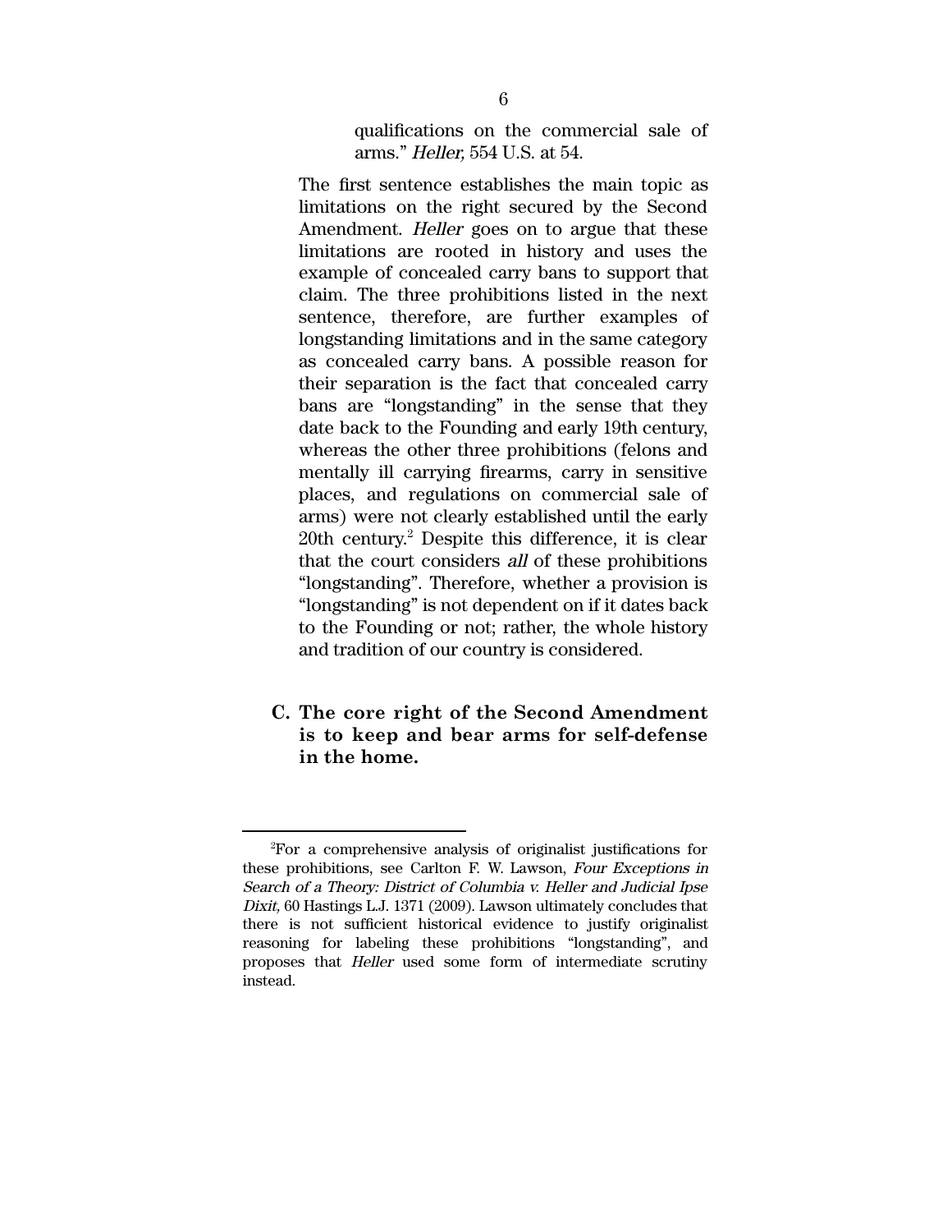> qualifications on the commercial sale of arms." *Heller,* 554 U.S. at 54.

The first sentence establishes the main topic as limitations on the right secured by the Second Amendment. *Heller* goes on to argue that these limitations are rooted in history and uses the example of concealed carry bans to support that claim. The three prohibitions listed in the next sentence, therefore, are further examples of longstanding limitations and in the same category as concealed carry bans. A possible reason for their separation is the fact that concealed carry bans are "longstanding" in the sense that they date back to the Founding and early 19th century, whereas the other three prohibitions (felons and mentally ill carrying firearms, carry in sensitive places, and regulations on commercial sale of arms) were not clearly established until the early 20th century.[2] Despite this difference, it is clear that the court considers *all* of these prohibitions "longstanding". Therefore, whether a provision is "longstanding" is not dependent on if it dates back to the Founding or not; rather, the whole history and tradition of our country is considered.

### C. The core right of the Second Amendment is to keep and bear arms for self-defense in the home.

---

[2]For a comprehensive analysis of originalist justifications for these prohibitions, see Carlton F. W. Lawson, *Four Exceptions in Search of a Theory: District of Columbia v. Heller and Judicial Ipse Dixit,* 60 Hastings L.J. 1371 (2009). Lawson ultimately concludes that there is not sufficient historical evidence to justify originalist reasoning for labeling these prohibitions "longstanding", and proposes that *Heller* used some form of intermediate scrutiny instead.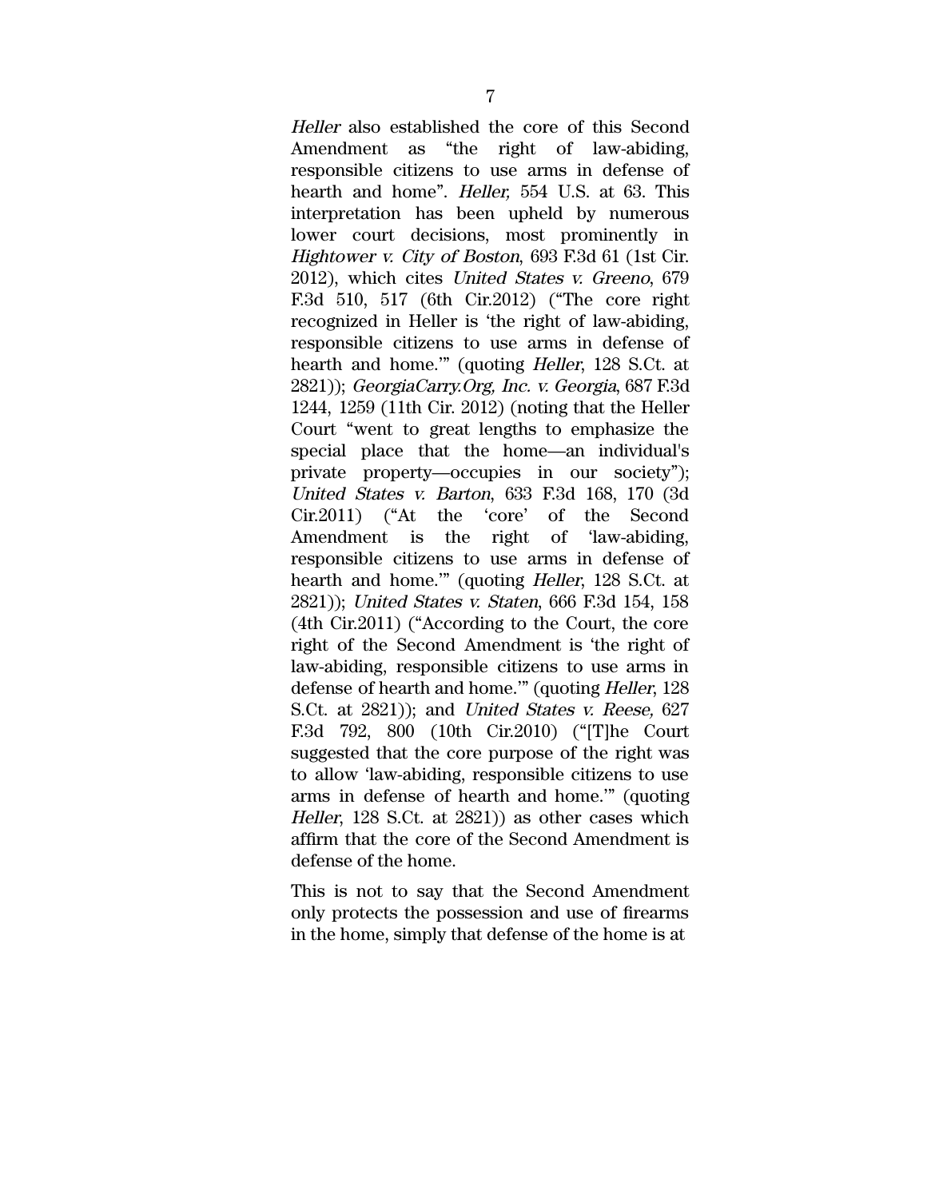*Heller* also established the core of this Second Amendment as "the right of law-abiding, responsible citizens to use arms in defense of hearth and home". *Heller,* 554 U.S. at 63. This interpretation has been upheld by numerous lower court decisions, most prominently in *Hightower v. City of Boston*, 693 F.3d 61 (1st Cir. 2012), which cites *United States v. Greeno*, 679 F.3d 510, 517 (6th Cir.2012) ("The core right recognized in Heller is 'the right of law-abiding, responsible citizens to use arms in defense of hearth and home.'" (quoting *Heller*, 128 S.Ct. at 2821)); *GeorgiaCarry.Org, Inc. v. Georgia*, 687 F.3d 1244, 1259 (11th Cir. 2012) (noting that the Heller Court "went to great lengths to emphasize the special place that the home—an individual's private property—occupies in our society"); *United States v. Barton*, 633 F.3d 168, 170 (3d Cir.2011) ("At the 'core' of the Second Amendment is the right of 'law-abiding, responsible citizens to use arms in defense of hearth and home.'" (quoting *Heller*, 128 S.Ct. at 2821)); *United States v. Staten*, 666 F.3d 154, 158 (4th Cir.2011) ("According to the Court, the core right of the Second Amendment is 'the right of law-abiding, responsible citizens to use arms in defense of hearth and home.'" (quoting *Heller*, 128 S.Ct. at 2821)); and *United States v. Reese,* 627 F.3d 792, 800 (10th Cir.2010) ("[T]he Court suggested that the core purpose of the right was to allow 'law-abiding, responsible citizens to use arms in defense of hearth and home.'" (quoting *Heller*, 128 S.Ct. at 2821)) as other cases which affirm that the core of the Second Amendment is defense of the home.

This is not to say that the Second Amendment only protects the possession and use of firearms in the home, simply that defense of the home is at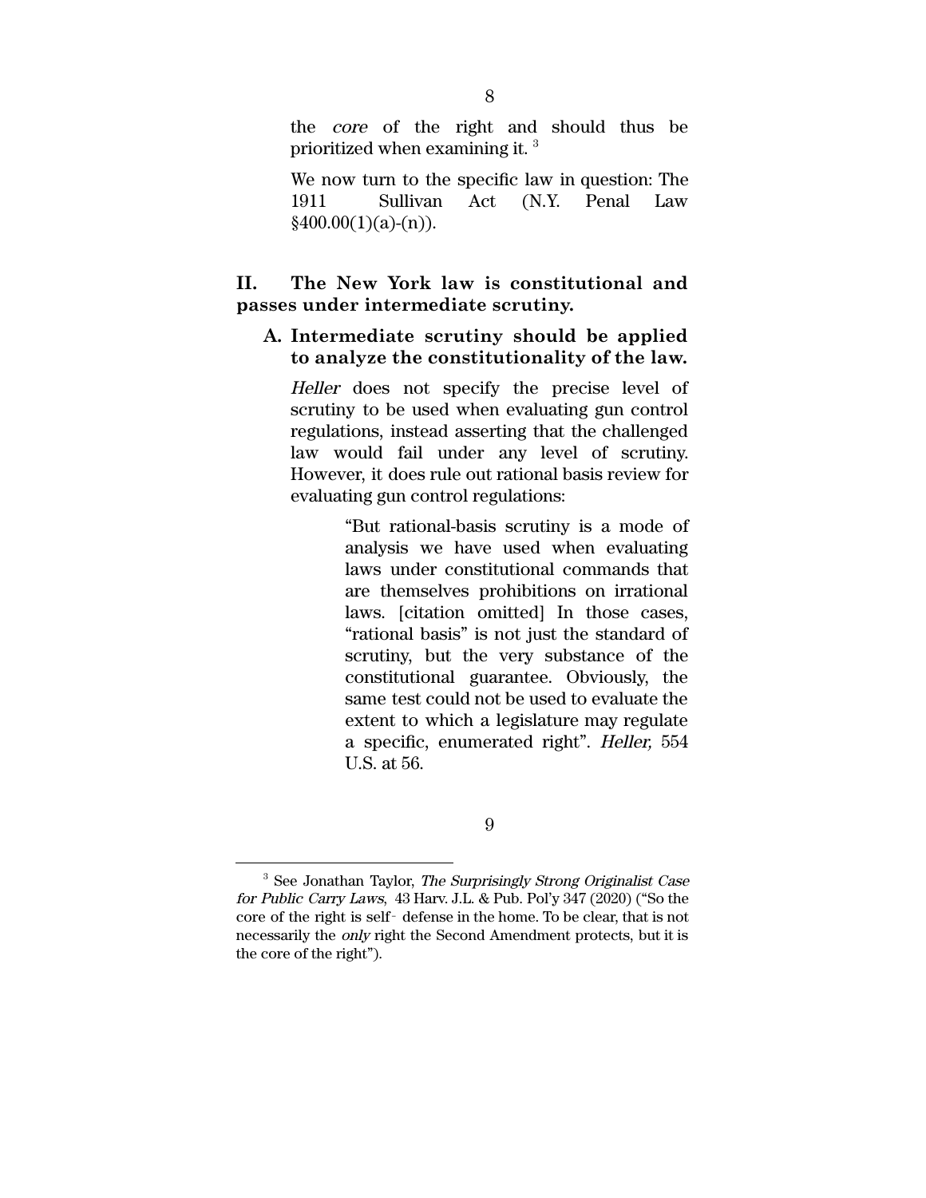the *core* of the right and should thus be prioritized when examining it. [3]

We now turn to the specific law in question: The 1911 Sullivan Act (N.Y. Penal Law §400.00(1)(a)-(n)).

## II. The New York law is constitutional and passes under intermediate scrutiny.

### A. Intermediate scrutiny should be applied to analyze the constitutionality of the law.

*Heller* does not specify the precise level of scrutiny to be used when evaluating gun control regulations, instead asserting that the challenged law would fail under any level of scrutiny. However, it does rule out rational basis review for evaluating gun control regulations:

> "But rational-basis scrutiny is a mode of analysis we have used when evaluating laws under constitutional commands that are themselves prohibitions on irrational laws. [citation omitted] In those cases, "rational basis" is not just the standard of scrutiny, but the very substance of the constitutional guarantee. Obviously, the same test could not be used to evaluate the extent to which a legislature may regulate a specific, enumerated right". *Heller,* 554 U.S. at 56.

---

[3] See Jonathan Taylor, *The Surprisingly Strong Originalist Case for Public Carry Laws*, 43 Harv. J.L. & Pub. Pol'y 347 (2020) ("So the core of the right is self- defense in the home. To be clear, that is not necessarily the *only* right the Second Amendment protects, but it is the core of the right").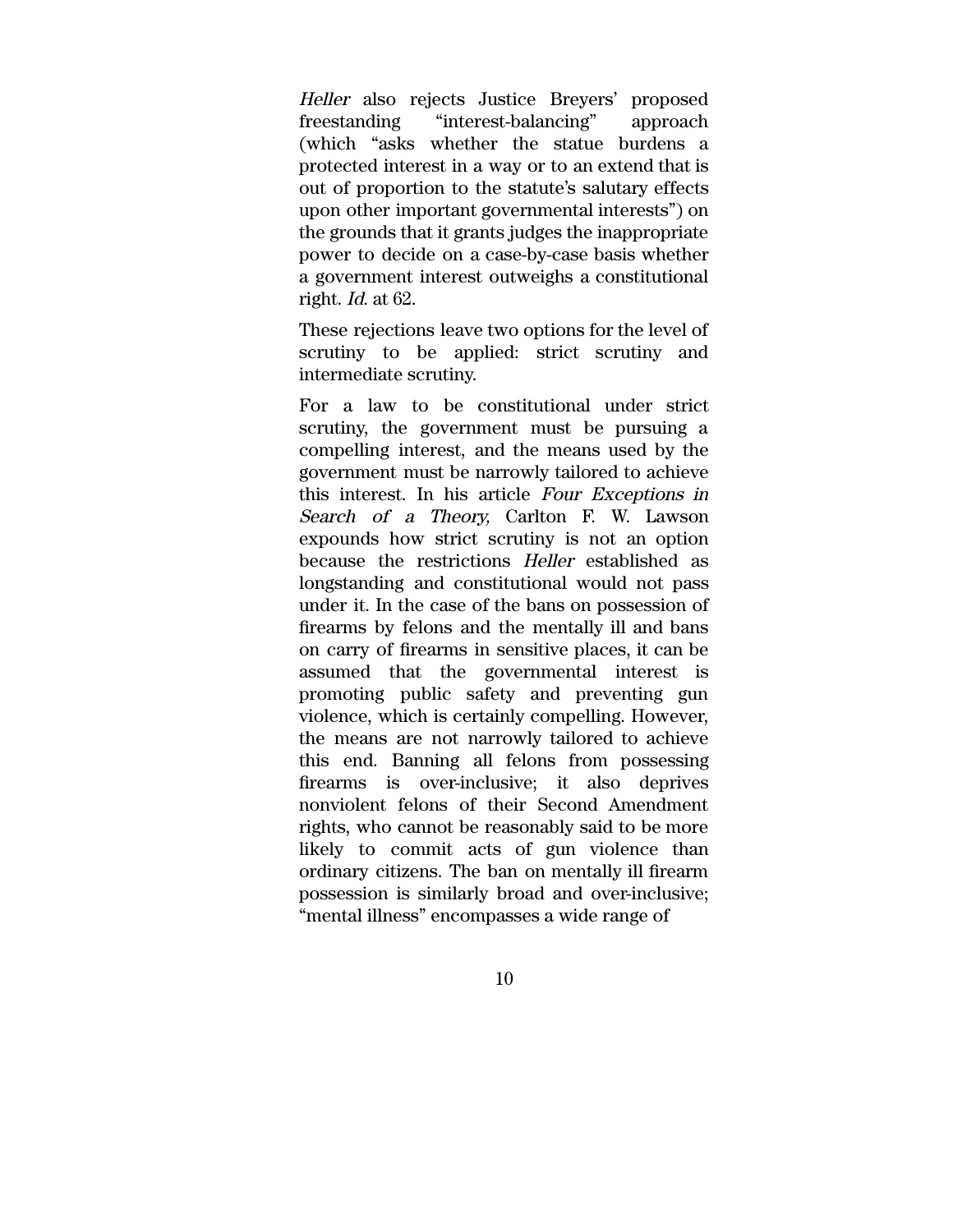*Heller* also rejects Justice Breyers' proposed freestanding "interest-balancing" approach (which "asks whether the statue burdens a protected interest in a way or to an extend that is out of proportion to the statute's salutary effects upon other important governmental interests") on the grounds that it grants judges the inappropriate power to decide on a case-by-case basis whether a government interest outweighs a constitutional right. *Id.* at 62.

These rejections leave two options for the level of scrutiny to be applied: strict scrutiny and intermediate scrutiny.

For a law to be constitutional under strict scrutiny, the government must be pursuing a compelling interest, and the means used by the government must be narrowly tailored to achieve this interest. In his article *Four Exceptions in Search of a Theory,* Carlton F. W. Lawson expounds how strict scrutiny is not an option because the restrictions *Heller* established as longstanding and constitutional would not pass under it. In the case of the bans on possession of firearms by felons and the mentally ill and bans on carry of firearms in sensitive places, it can be assumed that the governmental interest is promoting public safety and preventing gun violence, which is certainly compelling. However, the means are not narrowly tailored to achieve this end. Banning all felons from possessing firearms is over-inclusive; it also deprives nonviolent felons of their Second Amendment rights, who cannot be reasonably said to be more likely to commit acts of gun violence than ordinary citizens. The ban on mentally ill firearm possession is similarly broad and over-inclusive; "mental illness" encompasses a wide range of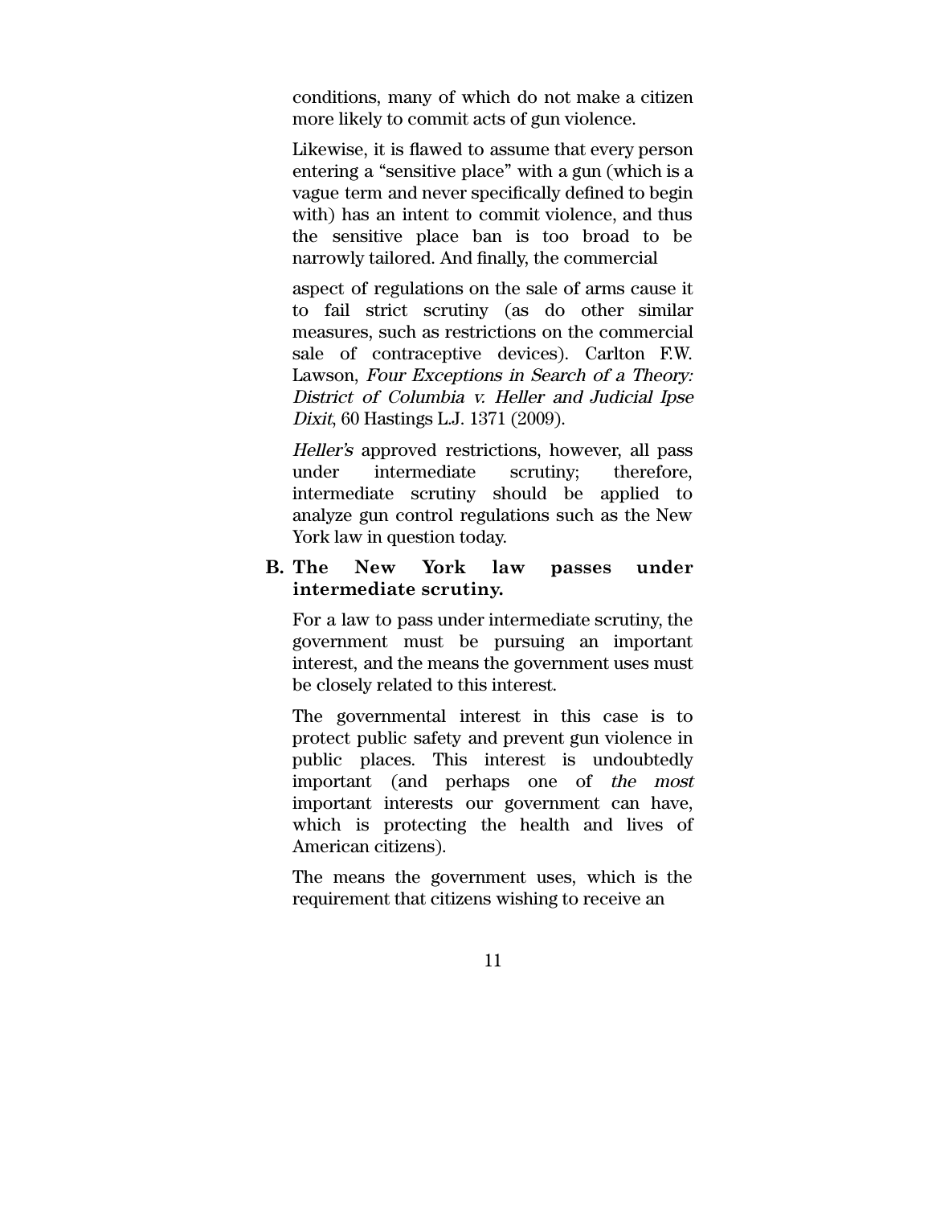conditions, many of which do not make a citizen more likely to commit acts of gun violence.

Likewise, it is flawed to assume that every person entering a "sensitive place" with a gun (which is a vague term and never specifically defined to begin with) has an intent to commit violence, and thus the sensitive place ban is too broad to be narrowly tailored. And finally, the commercial

aspect of regulations on the sale of arms cause it to fail strict scrutiny (as do other similar measures, such as restrictions on the commercial sale of contraceptive devices). Carlton F.W. Lawson, *Four Exceptions in Search of a Theory: District of Columbia v. Heller and Judicial Ipse Dixit*, 60 Hastings L.J. 1371 (2009).

*Heller's* approved restrictions, however, all pass under intermediate scrutiny; therefore, intermediate scrutiny should be applied to analyze gun control regulations such as the New York law in question today.

### B. The New York law passes under intermediate scrutiny.

For a law to pass under intermediate scrutiny, the government must be pursuing an important interest, and the means the government uses must be closely related to this interest.

The governmental interest in this case is to protect public safety and prevent gun violence in public places. This interest is undoubtedly important (and perhaps one of *the most* important interests our government can have, which is protecting the health and lives of American citizens).

The means the government uses, which is the requirement that citizens wishing to receive an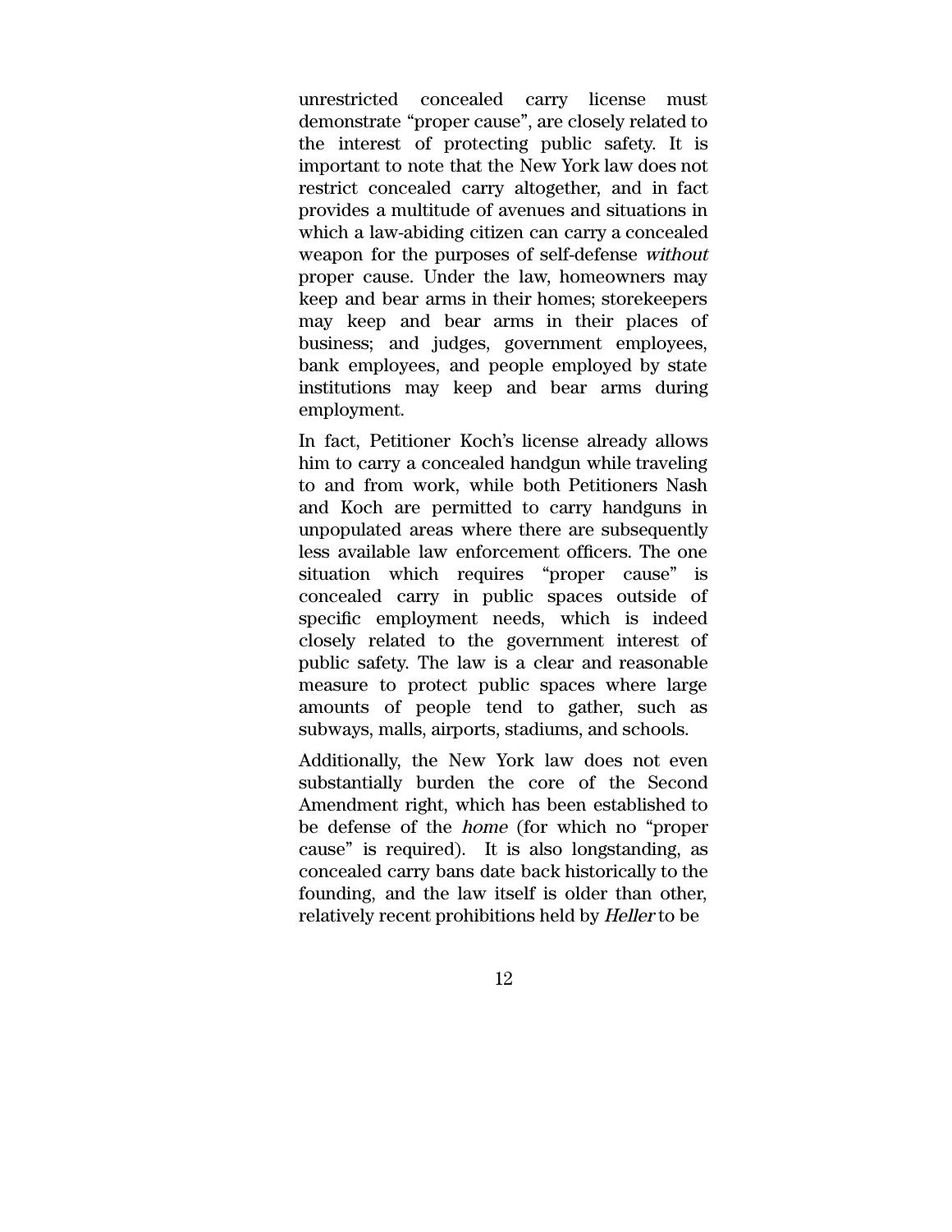unrestricted concealed carry license must demonstrate "proper cause", are closely related to the interest of protecting public safety. It is important to note that the New York law does not restrict concealed carry altogether, and in fact provides a multitude of avenues and situations in which a law-abiding citizen can carry a concealed weapon for the purposes of self-defense *without* proper cause. Under the law, homeowners may keep and bear arms in their homes; storekeepers may keep and bear arms in their places of business; and judges, government employees, bank employees, and people employed by state institutions may keep and bear arms during employment.

In fact, Petitioner Koch's license already allows him to carry a concealed handgun while traveling to and from work, while both Petitioners Nash and Koch are permitted to carry handguns in unpopulated areas where there are subsequently less available law enforcement officers. The one situation which requires "proper cause" is concealed carry in public spaces outside of specific employment needs, which is indeed closely related to the government interest of public safety. The law is a clear and reasonable measure to protect public spaces where large amounts of people tend to gather, such as subways, malls, airports, stadiums, and schools.

Additionally, the New York law does not even substantially burden the core of the Second Amendment right, which has been established to be defense of the *home* (for which no "proper cause" is required). It is also longstanding, as concealed carry bans date back historically to the founding, and the law itself is older than other, relatively recent prohibitions held by *Heller* to be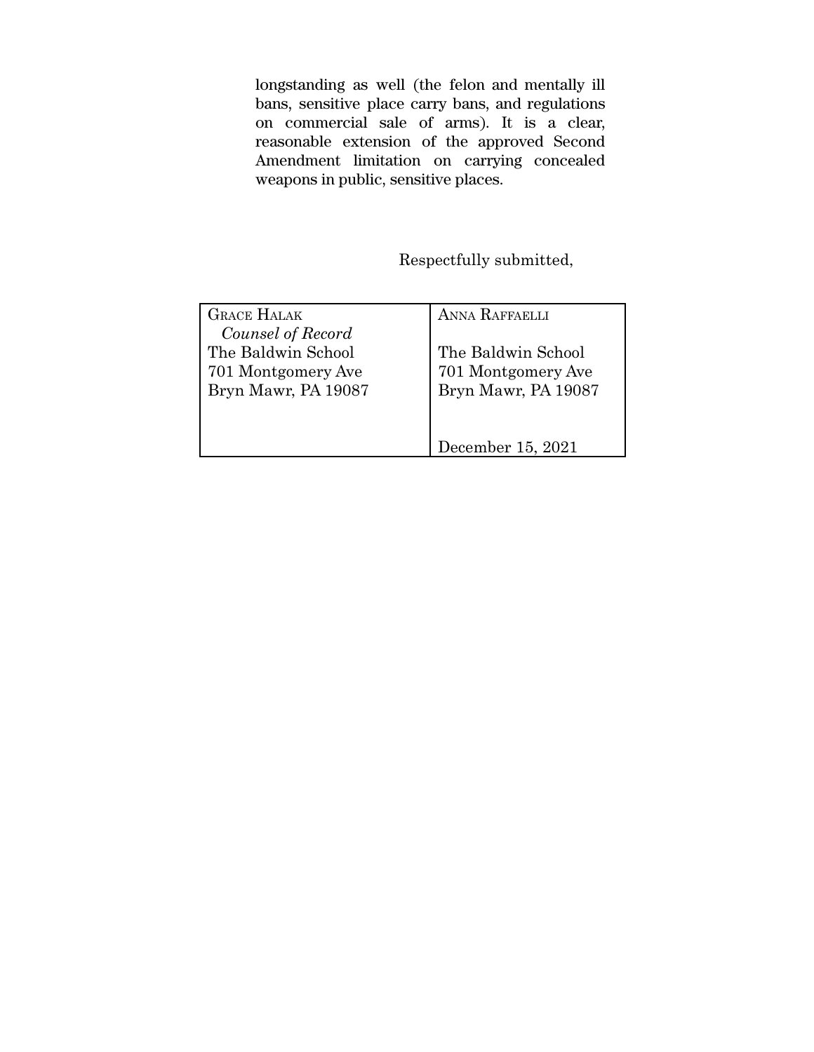longstanding as well (the felon and mentally ill bans, sensitive place carry bans, and regulations on commercial sale of arms). It is a clear, reasonable extension of the approved Second Amendment limitation on carrying concealed weapons in public, sensitive places.

Respectfully submitted,

| | |
|---|---|
| GRACE HALAK<br>*Counsel of Record*<br>The Baldwin School<br>701 Montgomery Ave<br>Bryn Mawr, PA 19087 | ANNA RAFFAELLI<br><br>The Baldwin School<br>701 Montgomery Ave<br>Bryn Mawr, PA 19087<br><br>December 15, 2021 |